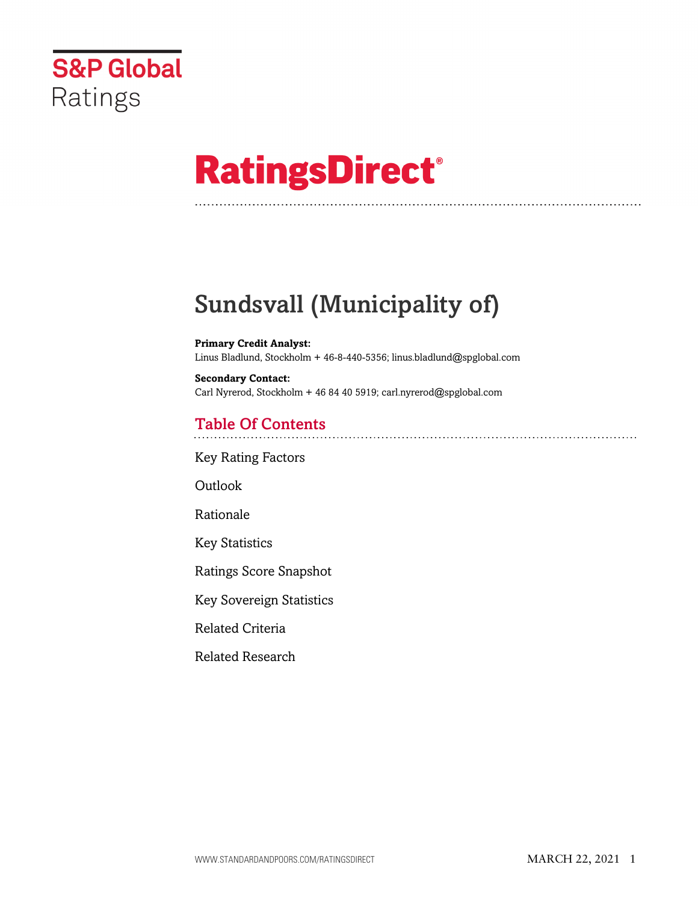S&P Global Ratings

# RatingsDirect®

## Sundsvall (Municipality of)

**Primary Credit Analyst:**
Linus Bladlund, Stockholm + 46-8-440-5356; linus.bladlund@spglobal.com

**Secondary Contact:**
Carl Nyrerod, Stockholm + 46 84 40 5919; carl.nyrerod@spglobal.com

### Table Of Contents

Key Rating Factors

Outlook

Rationale

Key Statistics

Ratings Score Snapshot

Key Sovereign Statistics

Related Criteria

Related Research

MARCH 22, 2021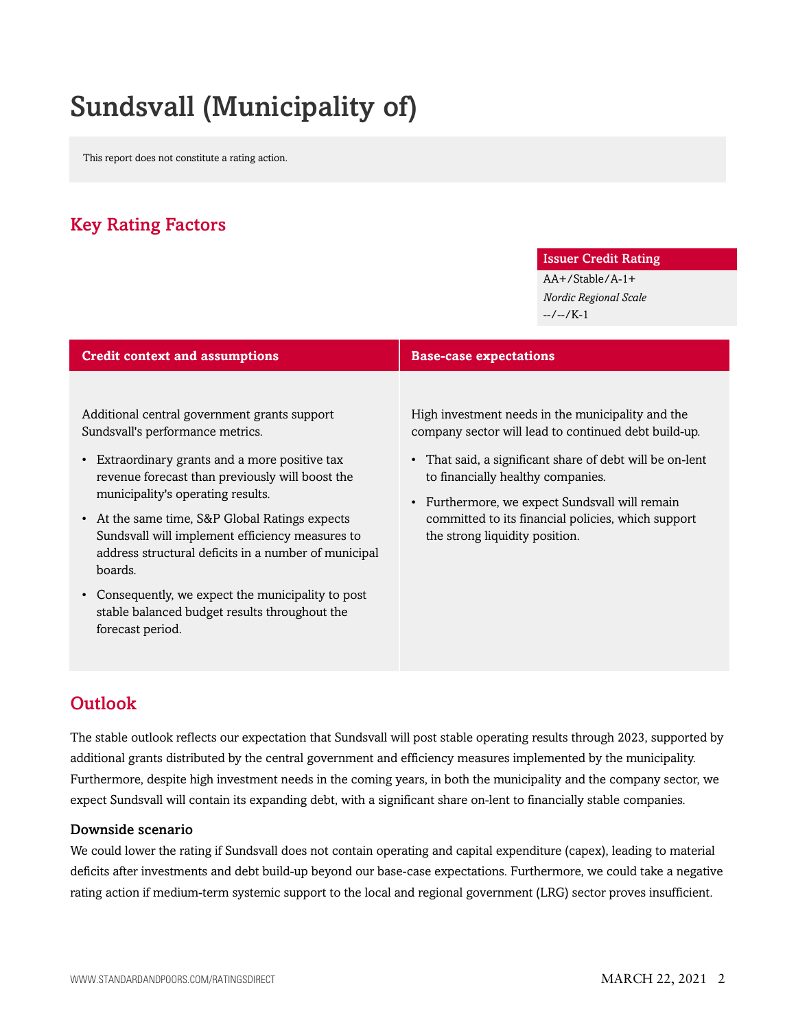# Sundsvall (Municipality of)

This report does not constitute a rating action.

## Key Rating Factors

| Issuer Credit Rating |
|---|
| AA+/Stable/A-1+ |
| *Nordic Regional Scale* |
| --/--/K-1 |

| Credit context and assumptions | Base-case expectations |
|---|---|
| Additional central government grants support Sundsvall's performance metrics.<br>• Extraordinary grants and a more positive tax revenue forecast than previously will boost the municipality's operating results.<br>• At the same time, S&P Global Ratings expects Sundsvall will implement efficiency measures to address structural deficits in a number of municipal boards.<br>• Consequently, we expect the municipality to post stable balanced budget results throughout the forecast period. | High investment needs in the municipality and the company sector will lead to continued debt build-up.<br>• That said, a significant share of debt will be on-lent to financially healthy companies.<br>• Furthermore, we expect Sundsvall will remain committed to its financial policies, which support the strong liquidity position. |

## Outlook

The stable outlook reflects our expectation that Sundsvall will post stable operating results through 2023, supported by additional grants distributed by the central government and efficiency measures implemented by the municipality. Furthermore, despite high investment needs in the coming years, in both the municipality and the company sector, we expect Sundsvall will contain its expanding debt, with a significant share on-lent to financially stable companies.

### Downside scenario

We could lower the rating if Sundsvall does not contain operating and capital expenditure (capex), leading to material deficits after investments and debt build-up beyond our base-case expectations. Furthermore, we could take a negative rating action if medium-term systemic support to the local and regional government (LRG) sector proves insufficient.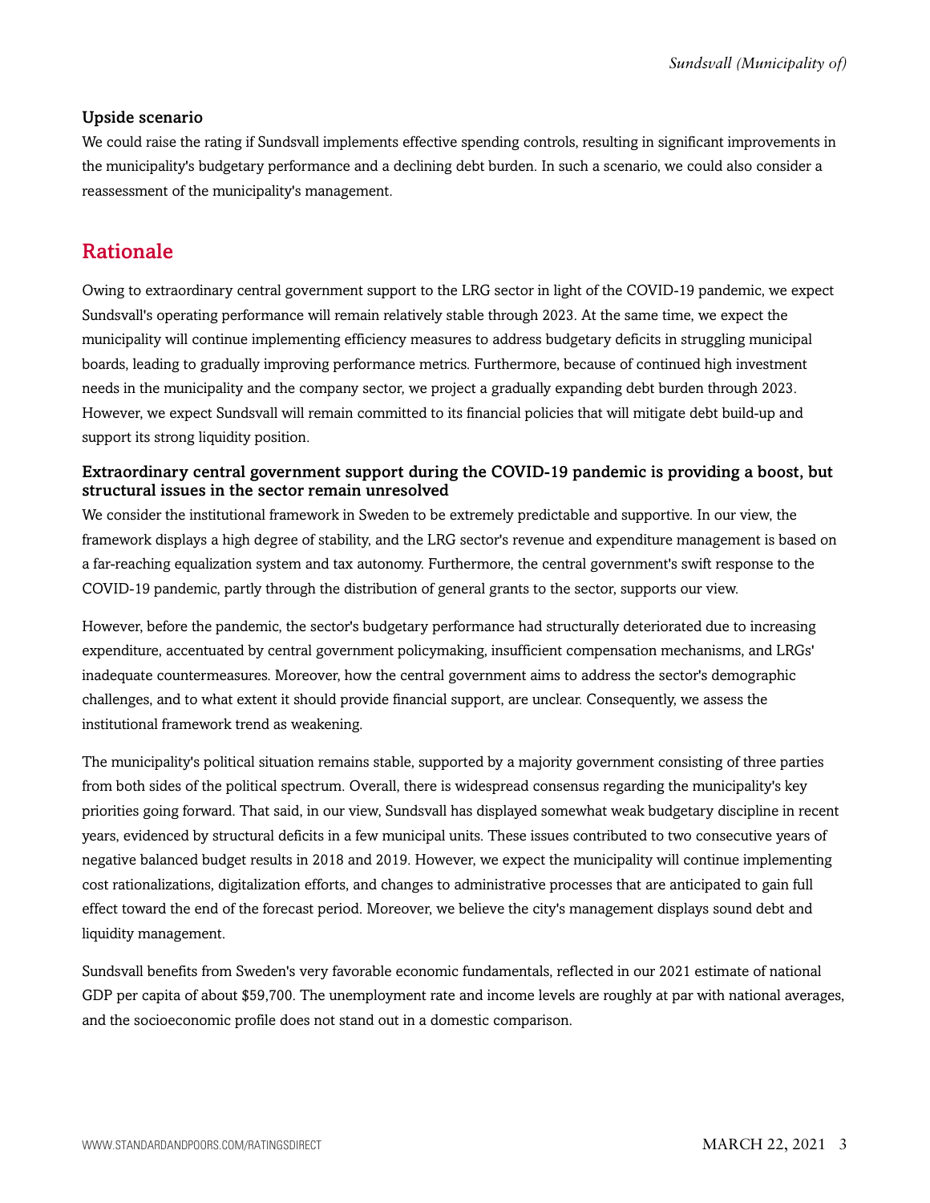### Upside scenario

We could raise the rating if Sundsvall implements effective spending controls, resulting in significant improvements in the municipality's budgetary performance and a declining debt burden. In such a scenario, we could also consider a reassessment of the municipality's management.

## Rationale

Owing to extraordinary central government support to the LRG sector in light of the COVID-19 pandemic, we expect Sundsvall's operating performance will remain relatively stable through 2023. At the same time, we expect the municipality will continue implementing efficiency measures to address budgetary deficits in struggling municipal boards, leading to gradually improving performance metrics. Furthermore, because of continued high investment needs in the municipality and the company sector, we project a gradually expanding debt burden through 2023. However, we expect Sundsvall will remain committed to its financial policies that will mitigate debt build-up and support its strong liquidity position.

### Extraordinary central government support during the COVID-19 pandemic is providing a boost, but structural issues in the sector remain unresolved

We consider the institutional framework in Sweden to be extremely predictable and supportive. In our view, the framework displays a high degree of stability, and the LRG sector's revenue and expenditure management is based on a far-reaching equalization system and tax autonomy. Furthermore, the central government's swift response to the COVID-19 pandemic, partly through the distribution of general grants to the sector, supports our view.

However, before the pandemic, the sector's budgetary performance had structurally deteriorated due to increasing expenditure, accentuated by central government policymaking, insufficient compensation mechanisms, and LRGs' inadequate countermeasures. Moreover, how the central government aims to address the sector's demographic challenges, and to what extent it should provide financial support, are unclear. Consequently, we assess the institutional framework trend as weakening.

The municipality's political situation remains stable, supported by a majority government consisting of three parties from both sides of the political spectrum. Overall, there is widespread consensus regarding the municipality's key priorities going forward. That said, in our view, Sundsvall has displayed somewhat weak budgetary discipline in recent years, evidenced by structural deficits in a few municipal units. These issues contributed to two consecutive years of negative balanced budget results in 2018 and 2019. However, we expect the municipality will continue implementing cost rationalizations, digitalization efforts, and changes to administrative processes that are anticipated to gain full effect toward the end of the forecast period. Moreover, we believe the city's management displays sound debt and liquidity management.

Sundsvall benefits from Sweden's very favorable economic fundamentals, reflected in our 2021 estimate of national GDP per capita of about $59,700. The unemployment rate and income levels are roughly at par with national averages, and the socioeconomic profile does not stand out in a domestic comparison.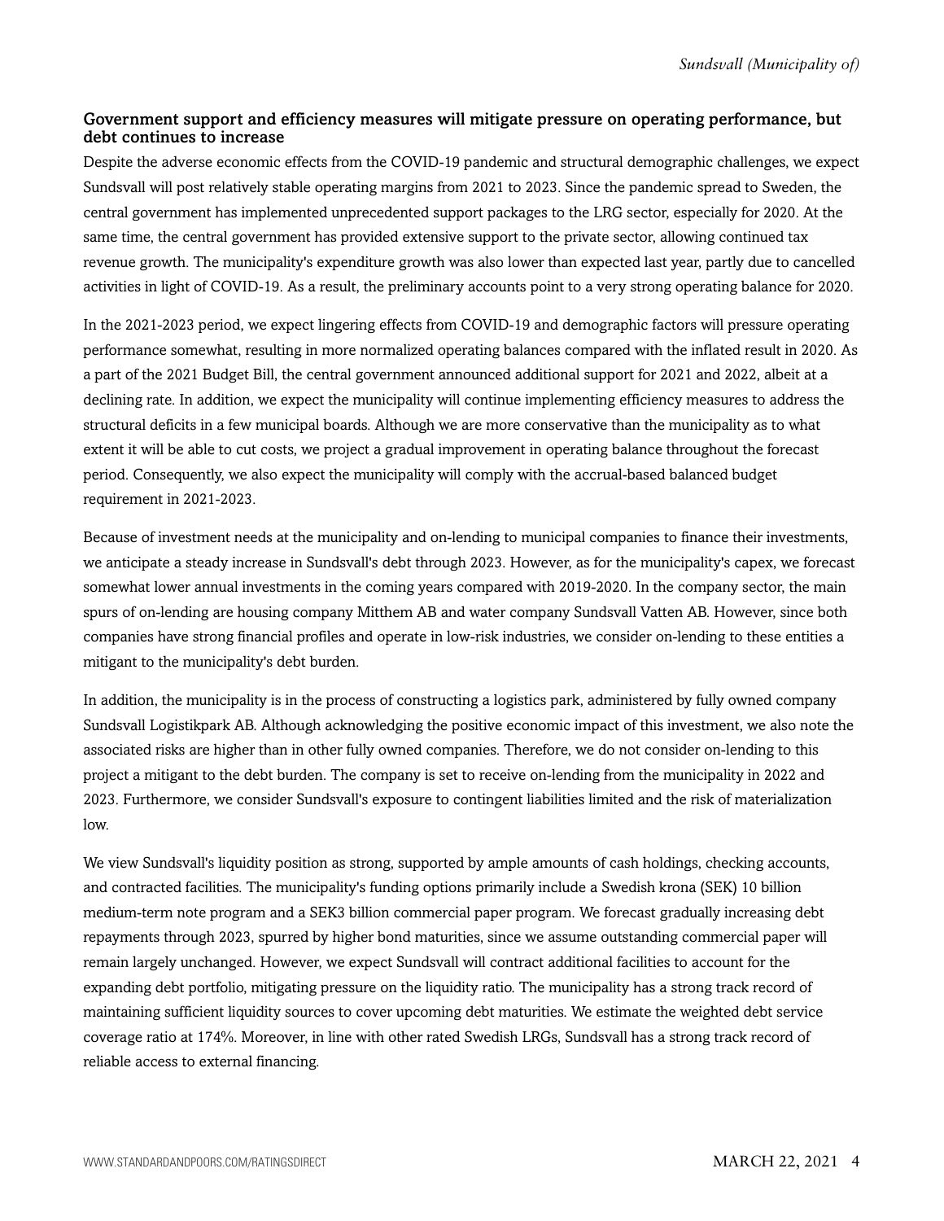### Government support and efficiency measures will mitigate pressure on operating performance, but debt continues to increase

Despite the adverse economic effects from the COVID-19 pandemic and structural demographic challenges, we expect Sundsvall will post relatively stable operating margins from 2021 to 2023. Since the pandemic spread to Sweden, the central government has implemented unprecedented support packages to the LRG sector, especially for 2020. At the same time, the central government has provided extensive support to the private sector, allowing continued tax revenue growth. The municipality's expenditure growth was also lower than expected last year, partly due to cancelled activities in light of COVID-19. As a result, the preliminary accounts point to a very strong operating balance for 2020.

In the 2021-2023 period, we expect lingering effects from COVID-19 and demographic factors will pressure operating performance somewhat, resulting in more normalized operating balances compared with the inflated result in 2020. As a part of the 2021 Budget Bill, the central government announced additional support for 2021 and 2022, albeit at a declining rate. In addition, we expect the municipality will continue implementing efficiency measures to address the structural deficits in a few municipal boards. Although we are more conservative than the municipality as to what extent it will be able to cut costs, we project a gradual improvement in operating balance throughout the forecast period. Consequently, we also expect the municipality will comply with the accrual-based balanced budget requirement in 2021-2023.

Because of investment needs at the municipality and on-lending to municipal companies to finance their investments, we anticipate a steady increase in Sundsvall's debt through 2023. However, as for the municipality's capex, we forecast somewhat lower annual investments in the coming years compared with 2019-2020. In the company sector, the main spurs of on-lending are housing company Mitthem AB and water company Sundsvall Vatten AB. However, since both companies have strong financial profiles and operate in low-risk industries, we consider on-lending to these entities a mitigant to the municipality's debt burden.

In addition, the municipality is in the process of constructing a logistics park, administered by fully owned company Sundsvall Logistikpark AB. Although acknowledging the positive economic impact of this investment, we also note the associated risks are higher than in other fully owned companies. Therefore, we do not consider on-lending to this project a mitigant to the debt burden. The company is set to receive on-lending from the municipality in 2022 and 2023. Furthermore, we consider Sundsvall's exposure to contingent liabilities limited and the risk of materialization low.

We view Sundsvall's liquidity position as strong, supported by ample amounts of cash holdings, checking accounts, and contracted facilities. The municipality's funding options primarily include a Swedish krona (SEK) 10 billion medium-term note program and a SEK3 billion commercial paper program. We forecast gradually increasing debt repayments through 2023, spurred by higher bond maturities, since we assume outstanding commercial paper will remain largely unchanged. However, we expect Sundsvall will contract additional facilities to account for the expanding debt portfolio, mitigating pressure on the liquidity ratio. The municipality has a strong track record of maintaining sufficient liquidity sources to cover upcoming debt maturities. We estimate the weighted debt service coverage ratio at 174%. Moreover, in line with other rated Swedish LRGs, Sundsvall has a strong track record of reliable access to external financing.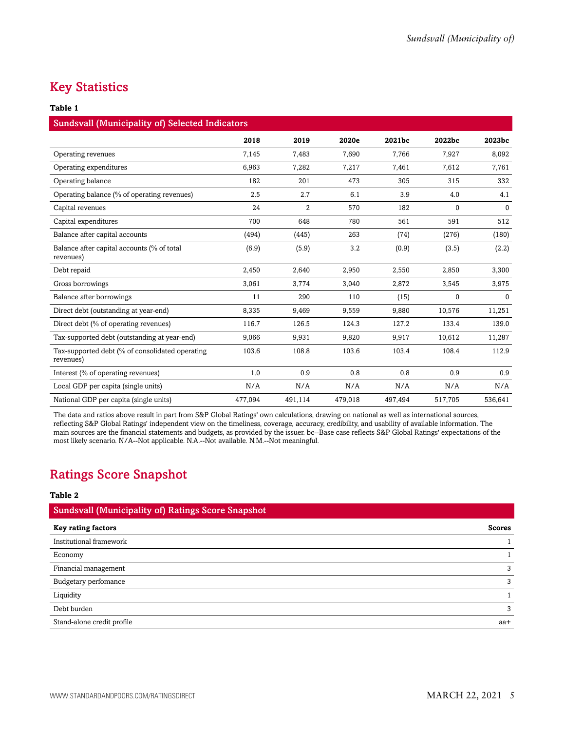## Key Statistics

**Table 1**

| Sundsvall (Municipality of) Selected Indicators | | | | | | |
|---|---|---|---|---|---|---|
| | 2018 | 2019 | 2020e | 2021bc | 2022bc | 2023bc |
| Operating revenues | 7,145 | 7,483 | 7,690 | 7,766 | 7,927 | 8,092 |
| Operating expenditures | 6,963 | 7,282 | 7,217 | 7,461 | 7,612 | 7,761 |
| Operating balance | 182 | 201 | 473 | 305 | 315 | 332 |
| Operating balance (% of operating revenues) | 2.5 | 2.7 | 6.1 | 3.9 | 4.0 | 4.1 |
| Capital revenues | 24 | 2 | 570 | 182 | 0 | 0 |
| Capital expenditures | 700 | 648 | 780 | 561 | 591 | 512 |
| Balance after capital accounts | (494) | (445) | 263 | (74) | (276) | (180) |
| Balance after capital accounts (% of total revenues) | (6.9) | (5.9) | 3.2 | (0.9) | (3.5) | (2.2) |
| Debt repaid | 2,450 | 2,640 | 2,950 | 2,550 | 2,850 | 3,300 |
| Gross borrowings | 3,061 | 3,774 | 3,040 | 2,872 | 3,545 | 3,975 |
| Balance after borrowings | 11 | 290 | 110 | (15) | 0 | 0 |
| Direct debt (outstanding at year-end) | 8,335 | 9,469 | 9,559 | 9,880 | 10,576 | 11,251 |
| Direct debt (% of operating revenues) | 116.7 | 126.5 | 124.3 | 127.2 | 133.4 | 139.0 |
| Tax-supported debt (outstanding at year-end) | 9,066 | 9,931 | 9,820 | 9,917 | 10,612 | 11,287 |
| Tax-supported debt (% of consolidated operating revenues) | 103.6 | 108.8 | 103.6 | 103.4 | 108.4 | 112.9 |
| Interest (% of operating revenues) | 1.0 | 0.9 | 0.8 | 0.8 | 0.9 | 0.9 |
| Local GDP per capita (single units) | N/A | N/A | N/A | N/A | N/A | N/A |
| National GDP per capita (single units) | 477,094 | 491,114 | 479,018 | 497,494 | 517,705 | 536,641 |

The data and ratios above result in part from S&P Global Ratings' own calculations, drawing on national as well as international sources, reflecting S&P Global Ratings' independent view on the timeliness, coverage, accuracy, credibility, and usability of available information. The main sources are the financial statements and budgets, as provided by the issuer. bc--Base case reflects S&P Global Ratings' expectations of the most likely scenario. N/A--Not applicable. N.A.--Not available. N.M.--Not meaningful.

## Ratings Score Snapshot

**Table 2**

| Sundsvall (Municipality of) Ratings Score Snapshot | |
|---|---|
| **Key rating factors** | **Scores** |
| Institutional framework | 1 |
| Economy | 1 |
| Financial management | 3 |
| Budgetary perfomance | 3 |
| Liquidity | 1 |
| Debt burden | 3 |
| Stand-alone credit profile | aa+ |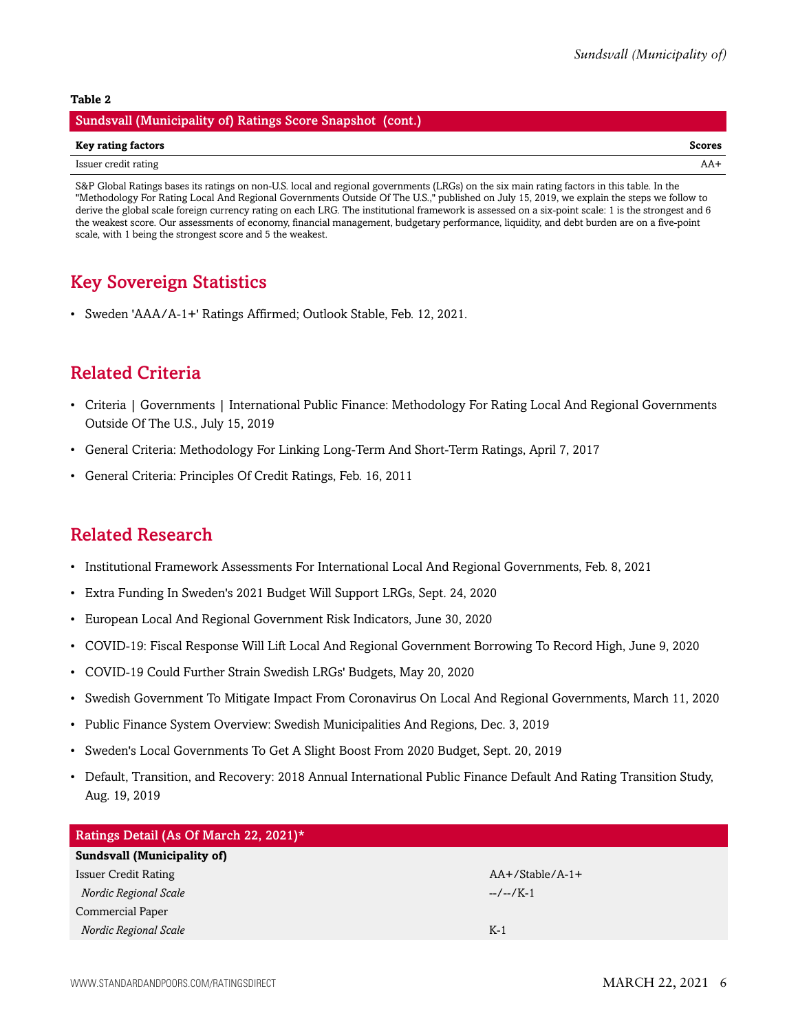**Table 2**

**Sundsvall (Municipality of) Ratings Score Snapshot (cont.)**

| Key rating factors | Scores |
|---|---|
| Issuer credit rating | AA+ |

S&P Global Ratings bases its ratings on non-U.S. local and regional governments (LRGs) on the six main rating factors in this table. In the "Methodology For Rating Local And Regional Governments Outside Of The U.S.," published on July 15, 2019, we explain the steps we follow to derive the global scale foreign currency rating on each LRG. The institutional framework is assessed on a six-point scale: 1 is the strongest and 6 the weakest score. Our assessments of economy, financial management, budgetary performance, liquidity, and debt burden are on a five-point scale, with 1 being the strongest score and 5 the weakest.

## Key Sovereign Statistics

- Sweden 'AAA/A-1+' Ratings Affirmed; Outlook Stable, Feb. 12, 2021.

## Related Criteria

- Criteria | Governments | International Public Finance: Methodology For Rating Local And Regional Governments Outside Of The U.S., July 15, 2019
- General Criteria: Methodology For Linking Long-Term And Short-Term Ratings, April 7, 2017
- General Criteria: Principles Of Credit Ratings, Feb. 16, 2011

## Related Research

- Institutional Framework Assessments For International Local And Regional Governments, Feb. 8, 2021
- Extra Funding In Sweden's 2021 Budget Will Support LRGs, Sept. 24, 2020
- European Local And Regional Government Risk Indicators, June 30, 2020
- COVID-19: Fiscal Response Will Lift Local And Regional Government Borrowing To Record High, June 9, 2020
- COVID-19 Could Further Strain Swedish LRGs' Budgets, May 20, 2020
- Swedish Government To Mitigate Impact From Coronavirus On Local And Regional Governments, March 11, 2020
- Public Finance System Overview: Swedish Municipalities And Regions, Dec. 3, 2019
- Sweden's Local Governments To Get A Slight Boost From 2020 Budget, Sept. 20, 2019
- Default, Transition, and Recovery: 2018 Annual International Public Finance Default And Rating Transition Study, Aug. 19, 2019

| Ratings Detail (As Of March 22, 2021)* | |
|---|---|
| **Sundsvall (Municipality of)** | |
| Issuer Credit Rating | AA+/Stable/A-1+ |
| *Nordic Regional Scale* | --/--/K-1 |
| Commercial Paper | |
| *Nordic Regional Scale* | K-1 |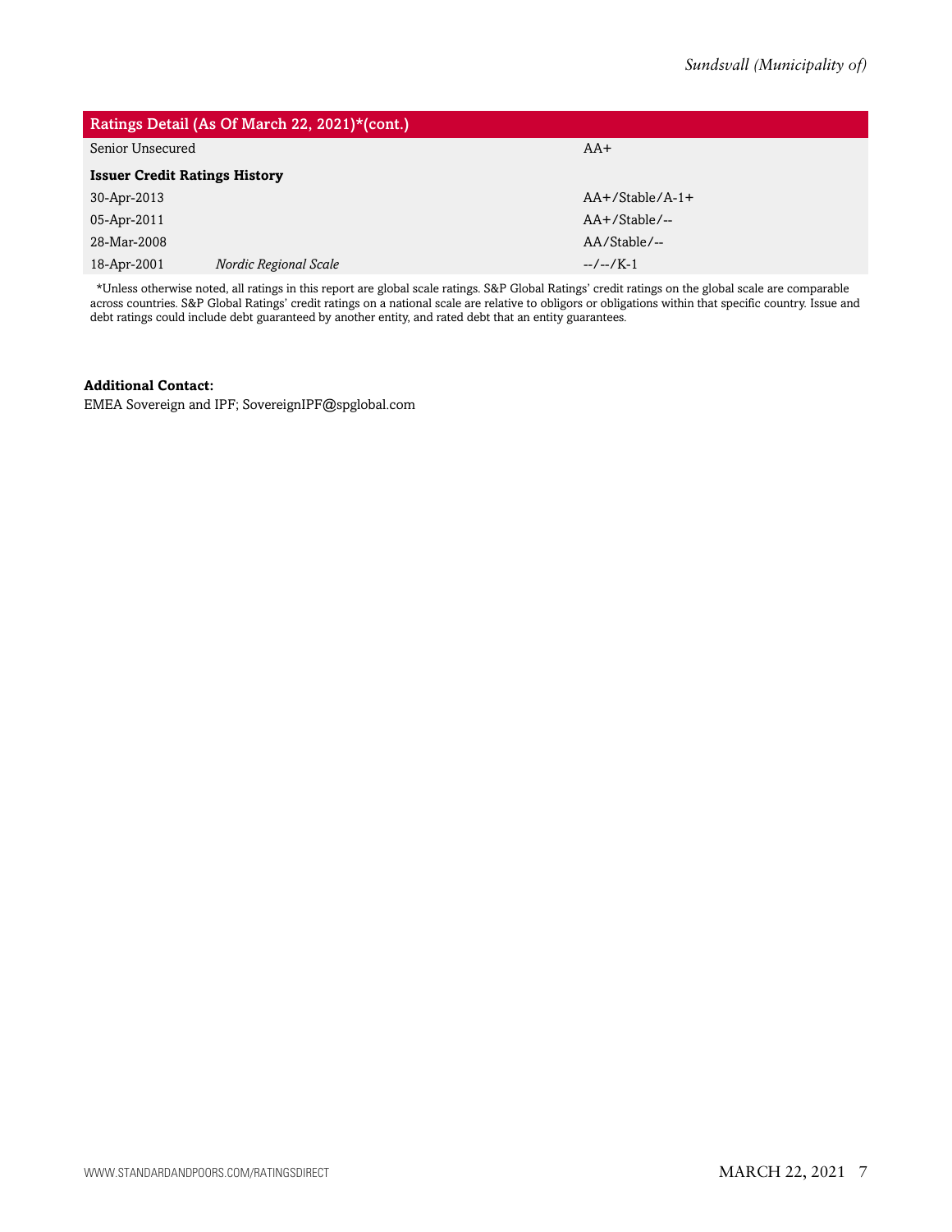| Ratings Detail (As Of March 22, 2021)*(cont.) | | |
| --- | --- | --- |
| Senior Unsecured | | AA+ |
| **Issuer Credit Ratings History** | | |
| 30-Apr-2013 | | AA+/Stable/A-1+ |
| 05-Apr-2011 | | AA+/Stable/-- |
| 28-Mar-2008 | | AA/Stable/-- |
| 18-Apr-2001 | *Nordic Regional Scale* | --/--/K-1 |

*Unless otherwise noted, all ratings in this report are global scale ratings. S&P Global Ratings' credit ratings on the global scale are comparable across countries. S&P Global Ratings' credit ratings on a national scale are relative to obligors or obligations within that specific country. Issue and debt ratings could include debt guaranteed by another entity, and rated debt that an entity guarantees.

**Additional Contact:**

EMEA Sovereign and IPF; SovereignIPF@spglobal.com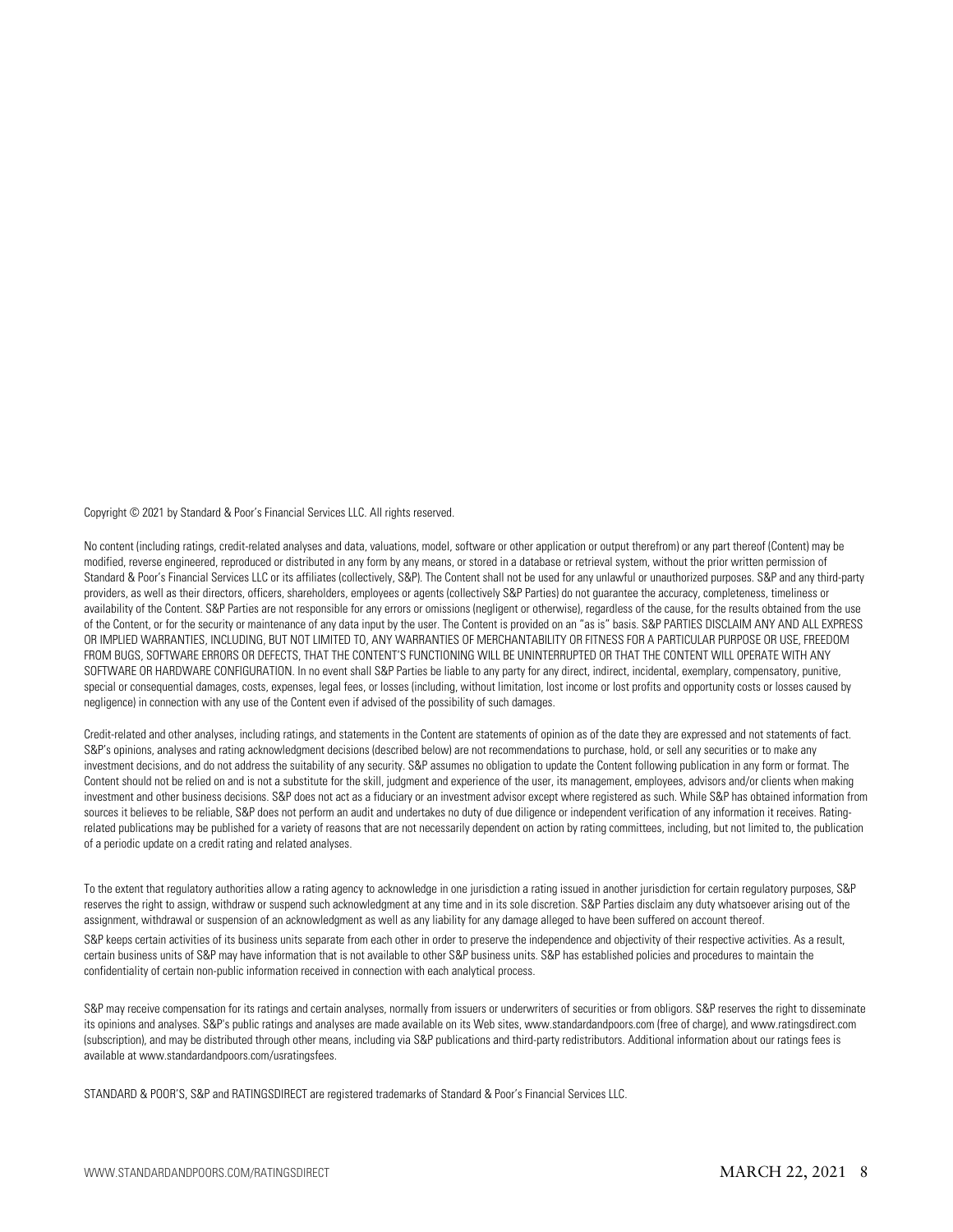Copyright © 2021 by Standard & Poor's Financial Services LLC. All rights reserved.

No content (including ratings, credit-related analyses and data, valuations, model, software or other application or output therefrom) or any part thereof (Content) may be modified, reverse engineered, reproduced or distributed in any form by any means, or stored in a database or retrieval system, without the prior written permission of Standard & Poor's Financial Services LLC or its affiliates (collectively, S&P). The Content shall not be used for any unlawful or unauthorized purposes. S&P and any third-party providers, as well as their directors, officers, shareholders, employees or agents (collectively S&P Parties) do not guarantee the accuracy, completeness, timeliness or availability of the Content. S&P Parties are not responsible for any errors or omissions (negligent or otherwise), regardless of the cause, for the results obtained from the use of the Content, or for the security or maintenance of any data input by the user. The Content is provided on an "as is" basis. S&P PARTIES DISCLAIM ANY AND ALL EXPRESS OR IMPLIED WARRANTIES, INCLUDING, BUT NOT LIMITED TO, ANY WARRANTIES OF MERCHANTABILITY OR FITNESS FOR A PARTICULAR PURPOSE OR USE, FREEDOM FROM BUGS, SOFTWARE ERRORS OR DEFECTS, THAT THE CONTENT'S FUNCTIONING WILL BE UNINTERRUPTED OR THAT THE CONTENT WILL OPERATE WITH ANY SOFTWARE OR HARDWARE CONFIGURATION. In no event shall S&P Parties be liable to any party for any direct, indirect, incidental, exemplary, compensatory, punitive, special or consequential damages, costs, expenses, legal fees, or losses (including, without limitation, lost income or lost profits and opportunity costs or losses caused by negligence) in connection with any use of the Content even if advised of the possibility of such damages.

Credit-related and other analyses, including ratings, and statements in the Content are statements of opinion as of the date they are expressed and not statements of fact. S&P's opinions, analyses and rating acknowledgment decisions (described below) are not recommendations to purchase, hold, or sell any securities or to make any investment decisions, and do not address the suitability of any security. S&P assumes no obligation to update the Content following publication in any form or format. The Content should not be relied on and is not a substitute for the skill, judgment and experience of the user, its management, employees, advisors and/or clients when making investment and other business decisions. S&P does not act as a fiduciary or an investment advisor except where registered as such. While S&P has obtained information from sources it believes to be reliable, S&P does not perform an audit and undertakes no duty of due diligence or independent verification of any information it receives. Rating-related publications may be published for a variety of reasons that are not necessarily dependent on action by rating committees, including, but not limited to, the publication of a periodic update on a credit rating and related analyses.

To the extent that regulatory authorities allow a rating agency to acknowledge in one jurisdiction a rating issued in another jurisdiction for certain regulatory purposes, S&P reserves the right to assign, withdraw or suspend such acknowledgment at any time and in its sole discretion. S&P Parties disclaim any duty whatsoever arising out of the assignment, withdrawal or suspension of an acknowledgment as well as any liability for any damage alleged to have been suffered on account thereof.

S&P keeps certain activities of its business units separate from each other in order to preserve the independence and objectivity of their respective activities. As a result, certain business units of S&P may have information that is not available to other S&P business units. S&P has established policies and procedures to maintain the confidentiality of certain non-public information received in connection with each analytical process.

S&P may receive compensation for its ratings and certain analyses, normally from issuers or underwriters of securities or from obligors. S&P reserves the right to disseminate its opinions and analyses. S&P's public ratings and analyses are made available on its Web sites, www.standardandpoors.com (free of charge), and www.ratingsdirect.com (subscription), and may be distributed through other means, including via S&P publications and third-party redistributors. Additional information about our ratings fees is available at www.standardandpoors.com/usratingsfees.

STANDARD & POOR'S, S&P and RATINGSDIRECT are registered trademarks of Standard & Poor's Financial Services LLC.